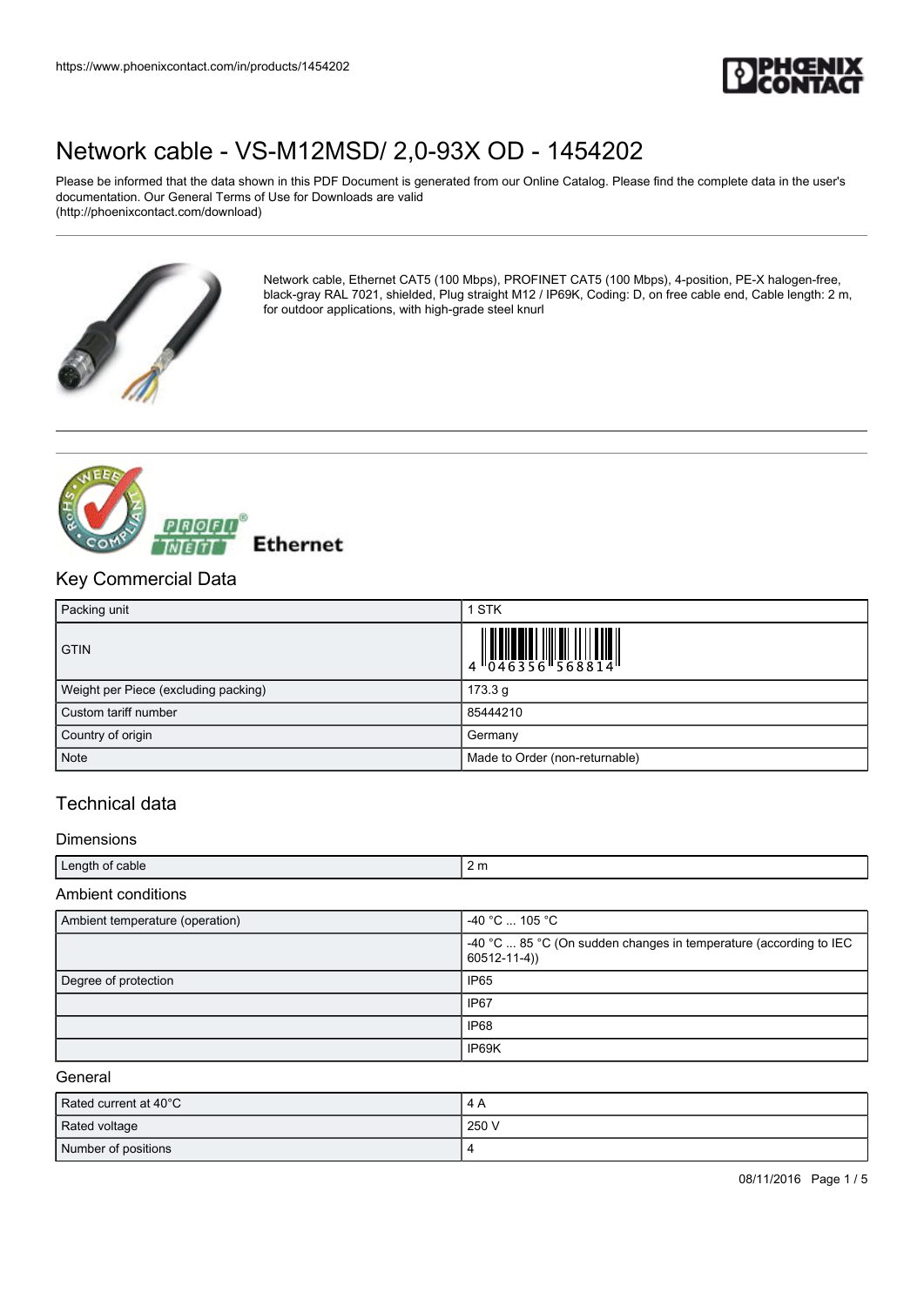# Network cable - VS-M12MSD/ 2,0-93X OD - 1454202

Please be informed that the data shown in this PDF Document is generated from our Online Catalog. Please find the complete data in the user's documentation. Our General Terms of Use for Downloads are valid (http://phoenixcontact.com/download)

Network cable, Ethernet CAT5 (100 Mbps), PROFINET CAT5 (100 Mbps), 4-position, PE-X halogen-free, black-gray RAL 7021, shielded, Plug straight M12 / IP69K, Coding: D, on free cable end, Cable length: 2 m, for outdoor applications, with high-grade steel knurl

## Key Commercial Data

| | |
|---|---|
| Packing unit | 1 STK |
| GTIN | 4 046356 568814 |
| Weight per Piece (excluding packing) | 173.3 g |
| Custom tariff number | 85444210 |
| Country of origin | Germany |
| Note | Made to Order (non-returnable) |

## Technical data

### Dimensions

| | |
|---|---|
| Length of cable | 2 m |

### Ambient conditions

| | |
|---|---|
| Ambient temperature (operation) | -40 °C ... 105 °C |
| | -40 °C ... 85 °C (On sudden changes in temperature (according to IEC 60512-11-4)) |
| Degree of protection | IP65 |
| | IP67 |
| | IP68 |
| | IP69K |

### General

| | |
|---|---|
| Rated current at 40°C | 4 A |
| Rated voltage | 250 V |
| Number of positions | 4 |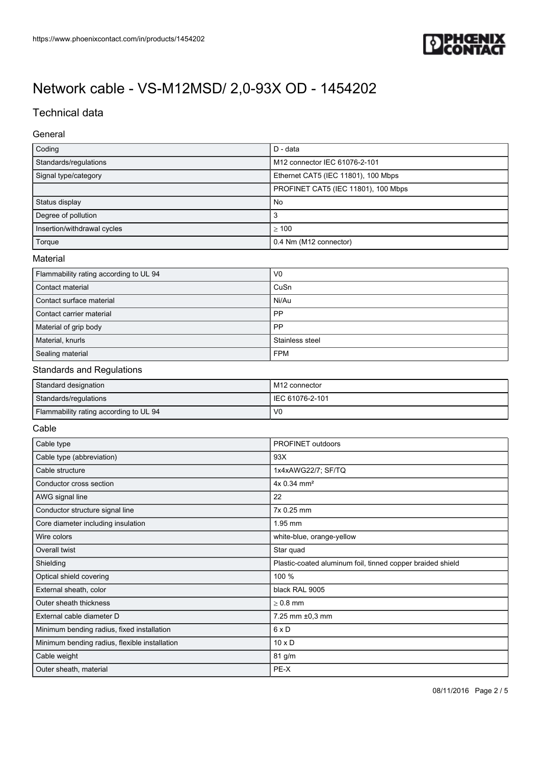# Network cable - VS-M12MSD/ 2,0-93X OD - 1454202

## Technical data

### General

| | |
|---|---|
| Coding | D - data |
| Standards/regulations | M12 connector IEC 61076-2-101 |
| Signal type/category | Ethernet CAT5 (IEC 11801), 100 Mbps |
| | PROFINET CAT5 (IEC 11801), 100 Mbps |
| Status display | No |
| Degree of pollution | 3 |
| Insertion/withdrawal cycles | ≥ 100 |
| Torque | 0.4 Nm (M12 connector) |

### Material

| | |
|---|---|
| Flammability rating according to UL 94 | V0 |
| Contact material | CuSn |
| Contact surface material | Ni/Au |
| Contact carrier material | PP |
| Material of grip body | PP |
| Material, knurls | Stainless steel |
| Sealing material | FPM |

### Standards and Regulations

| | |
|---|---|
| Standard designation | M12 connector |
| Standards/regulations | IEC 61076-2-101 |
| Flammability rating according to UL 94 | V0 |

### Cable

| | |
|---|---|
| Cable type | PROFINET outdoors |
| Cable type (abbreviation) | 93X |
| Cable structure | 1x4xAWG22/7; SF/TQ |
| Conductor cross section | 4x 0.34 mm² |
| AWG signal line | 22 |
| Conductor structure signal line | 7x 0.25 mm |
| Core diameter including insulation | 1.95 mm |
| Wire colors | white-blue, orange-yellow |
| Overall twist | Star quad |
| Shielding | Plastic-coated aluminum foil, tinned copper braided shield |
| Optical shield covering | 100 % |
| External sheath, color | black RAL 9005 |
| Outer sheath thickness | ≥ 0.8 mm |
| External cable diameter D | 7.25 mm ±0,3 mm |
| Minimum bending radius, fixed installation | 6 x D |
| Minimum bending radius, flexible installation | 10 x D |
| Cable weight | 81 g/m |
| Outer sheath, material | PE-X |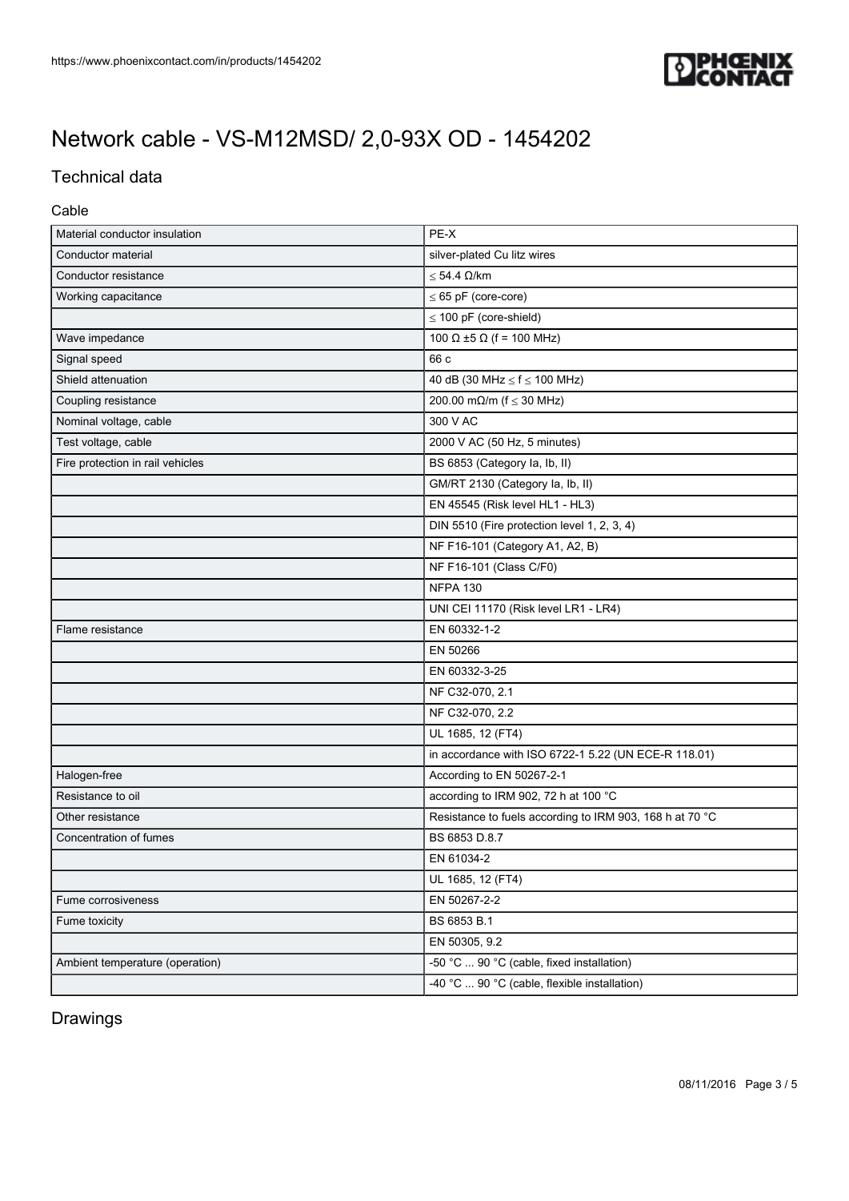# Network cable - VS-M12MSD/ 2,0-93X OD - 1454202

## Technical data

### Cable

| | |
|---|---|
| Material conductor insulation | PE-X |
| Conductor material | silver-plated Cu litz wires |
| Conductor resistance | ≤ 54.4 Ω/km |
| Working capacitance | ≤ 65 pF (core-core) |
| | ≤ 100 pF (core-shield) |
| Wave impedance | 100 Ω ±5 Ω (f = 100 MHz) |
| Signal speed | 66 c |
| Shield attenuation | 40 dB (30 MHz ≤ f ≤ 100 MHz) |
| Coupling resistance | 200.00 mΩ/m (f ≤ 30 MHz) |
| Nominal voltage, cable | 300 V AC |
| Test voltage, cable | 2000 V AC (50 Hz, 5 minutes) |
| Fire protection in rail vehicles | BS 6853 (Category Ia, Ib, II) |
| | GM/RT 2130 (Category Ia, Ib, II) |
| | EN 45545 (Risk level HL1 - HL3) |
| | DIN 5510 (Fire protection level 1, 2, 3, 4) |
| | NF F16-101 (Category A1, A2, B) |
| | NF F16-101 (Class C/F0) |
| | NFPA 130 |
| | UNI CEI 11170 (Risk level LR1 - LR4) |
| Flame resistance | EN 60332-1-2 |
| | EN 50266 |
| | EN 60332-3-25 |
| | NF C32-070, 2.1 |
| | NF C32-070, 2.2 |
| | UL 1685, 12 (FT4) |
| | in accordance with ISO 6722-1 5.22 (UN ECE-R 118.01) |
| Halogen-free | According to EN 50267-2-1 |
| Resistance to oil | according to IRM 902, 72 h at 100 °C |
| Other resistance | Resistance to fuels according to IRM 903, 168 h at 70 °C |
| Concentration of fumes | BS 6853 D.8.7 |
| | EN 61034-2 |
| | UL 1685, 12 (FT4) |
| Fume corrosiveness | EN 50267-2-2 |
| Fume toxicity | BS 6853 B.1 |
| | EN 50305, 9.2 |
| Ambient temperature (operation) | -50 °C ... 90 °C (cable, fixed installation) |
| | -40 °C ... 90 °C (cable, flexible installation) |

## Drawings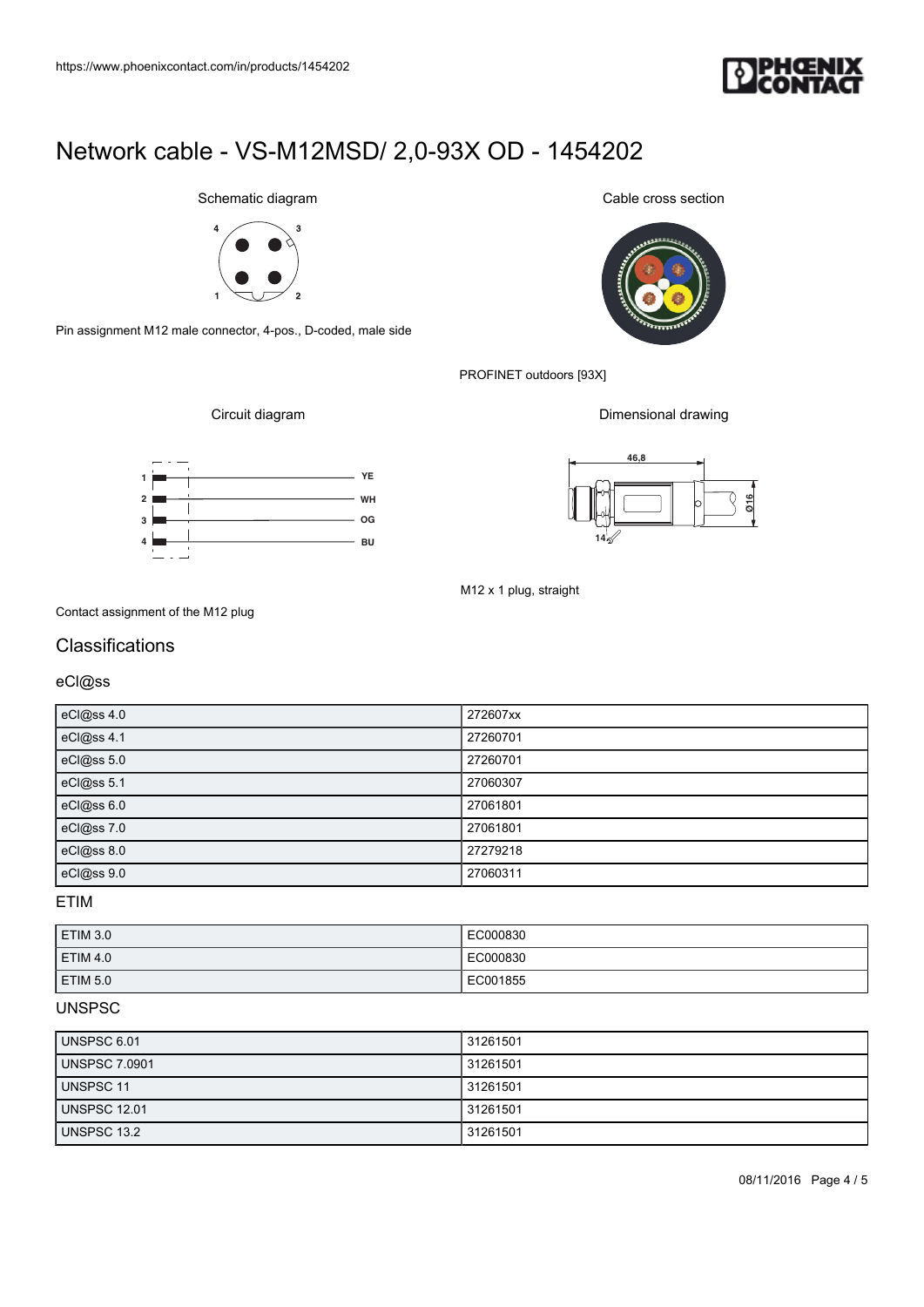# Network cable - VS-M12MSD/ 2,0-93X OD - 1454202

Schematic diagram

Pin assignment M12 male connector, 4-pos., D-coded, male side

Cable cross section

PROFINET outdoors [93X]

Circuit diagram

Contact assignment of the M12 plug

Dimensional drawing

M12 x 1 plug, straight

## Classifications

### eCl@ss

| eCl@ss 4.0 | 272607xx |
|---|---|
| eCl@ss 4.1 | 27260701 |
| eCl@ss 5.0 | 27260701 |
| eCl@ss 5.1 | 27060307 |
| eCl@ss 6.0 | 27061801 |
| eCl@ss 7.0 | 27061801 |
| eCl@ss 8.0 | 27279218 |
| eCl@ss 9.0 | 27060311 |

### ETIM

| ETIM 3.0 | EC000830 |
|---|---|
| ETIM 4.0 | EC000830 |
| ETIM 5.0 | EC001855 |

### UNSPSC

| UNSPSC 6.01 | 31261501 |
|---|---|
| UNSPSC 7.0901 | 31261501 |
| UNSPSC 11 | 31261501 |
| UNSPSC 12.01 | 31261501 |
| UNSPSC 13.2 | 31261501 |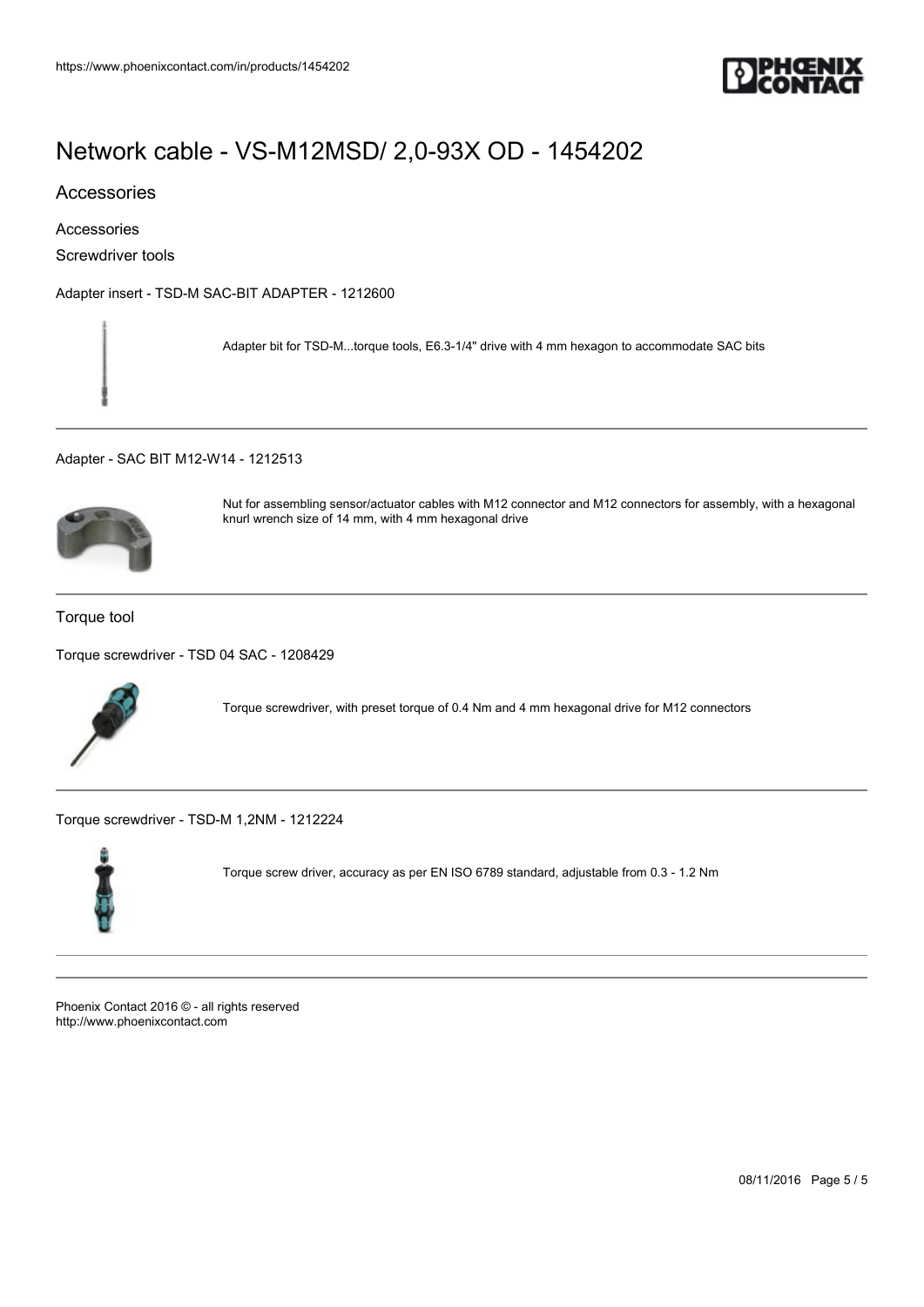# Network cable - VS-M12MSD/ 2,0-93X OD - 1454202

## Accessories

Accessories

Screwdriver tools

Adapter insert - TSD-M SAC-BIT ADAPTER - 1212600

Adapter bit for TSD-M...torque tools, E6.3-1/4" drive with 4 mm hexagon to accommodate SAC bits

---

Adapter - SAC BIT M12-W14 - 1212513

Nut for assembling sensor/actuator cables with M12 connector and M12 connectors for assembly, with a hexagonal knurl wrench size of 14 mm, with 4 mm hexagonal drive

---

Torque tool

Torque screwdriver - TSD 04 SAC - 1208429

Torque screwdriver, with preset torque of 0.4 Nm and 4 mm hexagonal drive for M12 connectors

---

Torque screwdriver - TSD-M 1,2NM - 1212224

Torque screw driver, accuracy as per EN ISO 6789 standard, adjustable from 0.3 - 1.2 Nm

---

Phoenix Contact 2016 © - all rights reserved
http://www.phoenixcontact.com